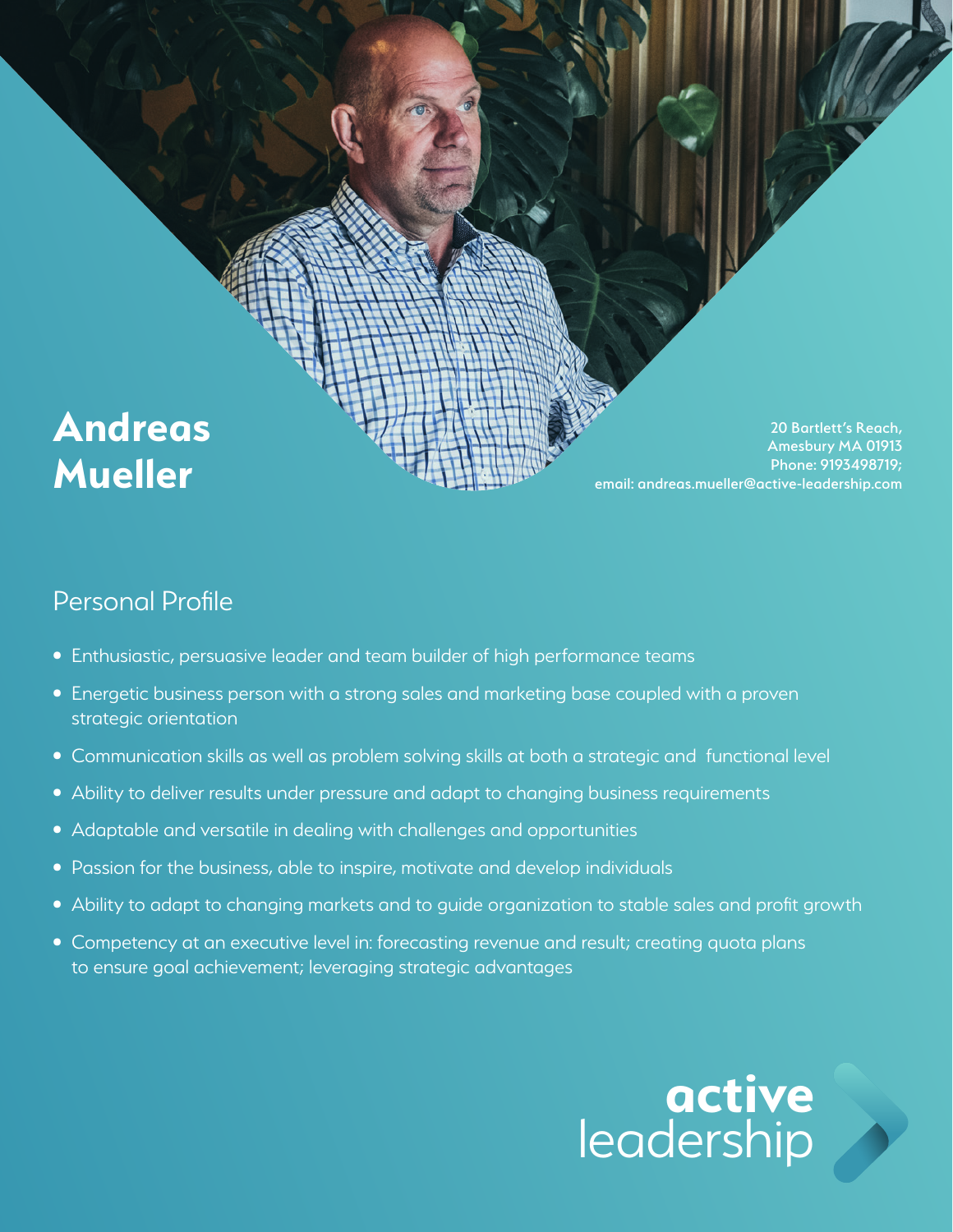# Andreas Mueller

20 Bartlett's Reach,
Amesbury MA 01913
Phone: 9193498719;
email: andreas.mueller@active-leadership.com

## Personal Profile

- Enthusiastic, persuasive leader and team builder of high performance teams
- Energetic business person with a strong sales and marketing base coupled with a proven strategic orientation
- Communication skills as well as problem solving skills at both a strategic and functional level
- Ability to deliver results under pressure and adapt to changing business requirements
- Adaptable and versatile in dealing with challenges and opportunities
- Passion for the business, able to inspire, motivate and develop individuals
- Ability to adapt to changing markets and to guide organization to stable sales and profit growth
- Competency at an executive level in: forecasting revenue and result; creating quota plans to ensure goal achievement; leveraging strategic advantages

active leadership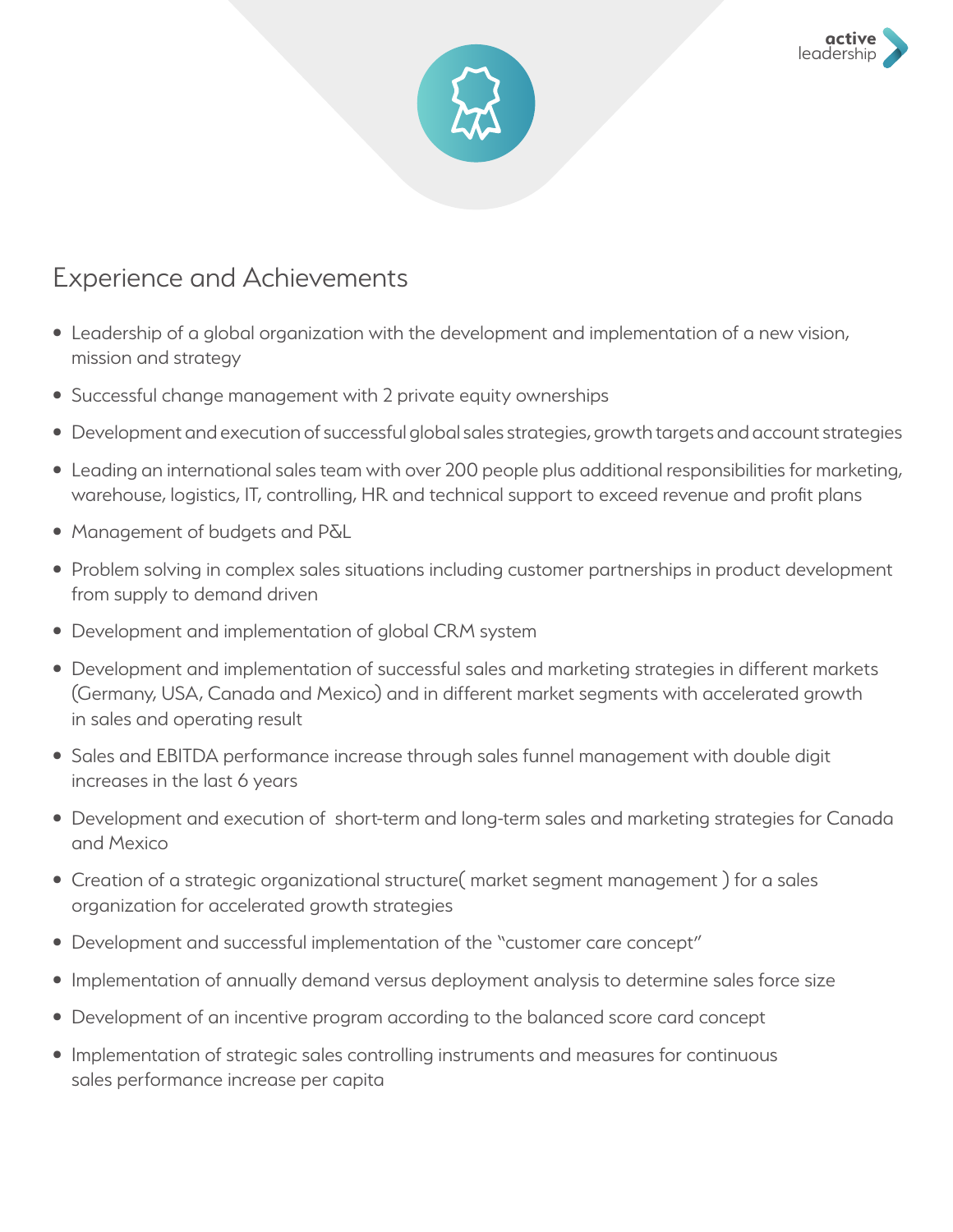## Experience and Achievements

- Leadership of a global organization with the development and implementation of a new vision, mission and strategy
- Successful change management with 2 private equity ownerships
- Development and execution of successful global sales strategies, growth targets and account strategies
- Leading an international sales team with over 200 people plus additional responsibilities for marketing, warehouse, logistics, IT, controlling, HR and technical support to exceed revenue and profit plans
- Management of budgets and P&L
- Problem solving in complex sales situations including customer partnerships in product development from supply to demand driven
- Development and implementation of global CRM system
- Development and implementation of successful sales and marketing strategies in different markets (Germany, USA, Canada and Mexico) and in different market segments with accelerated growth in sales and operating result
- Sales and EBITDA performance increase through sales funnel management with double digit increases in the last 6 years
- Development and execution of short-term and long-term sales and marketing strategies for Canada and Mexico
- Creation of a strategic organizational structure( market segment management ) for a sales organization for accelerated growth strategies
- Development and successful implementation of the "customer care concept"
- Implementation of annually demand versus deployment analysis to determine sales force size
- Development of an incentive program according to the balanced score card concept
- Implementation of strategic sales controlling instruments and measures for continuous sales performance increase per capita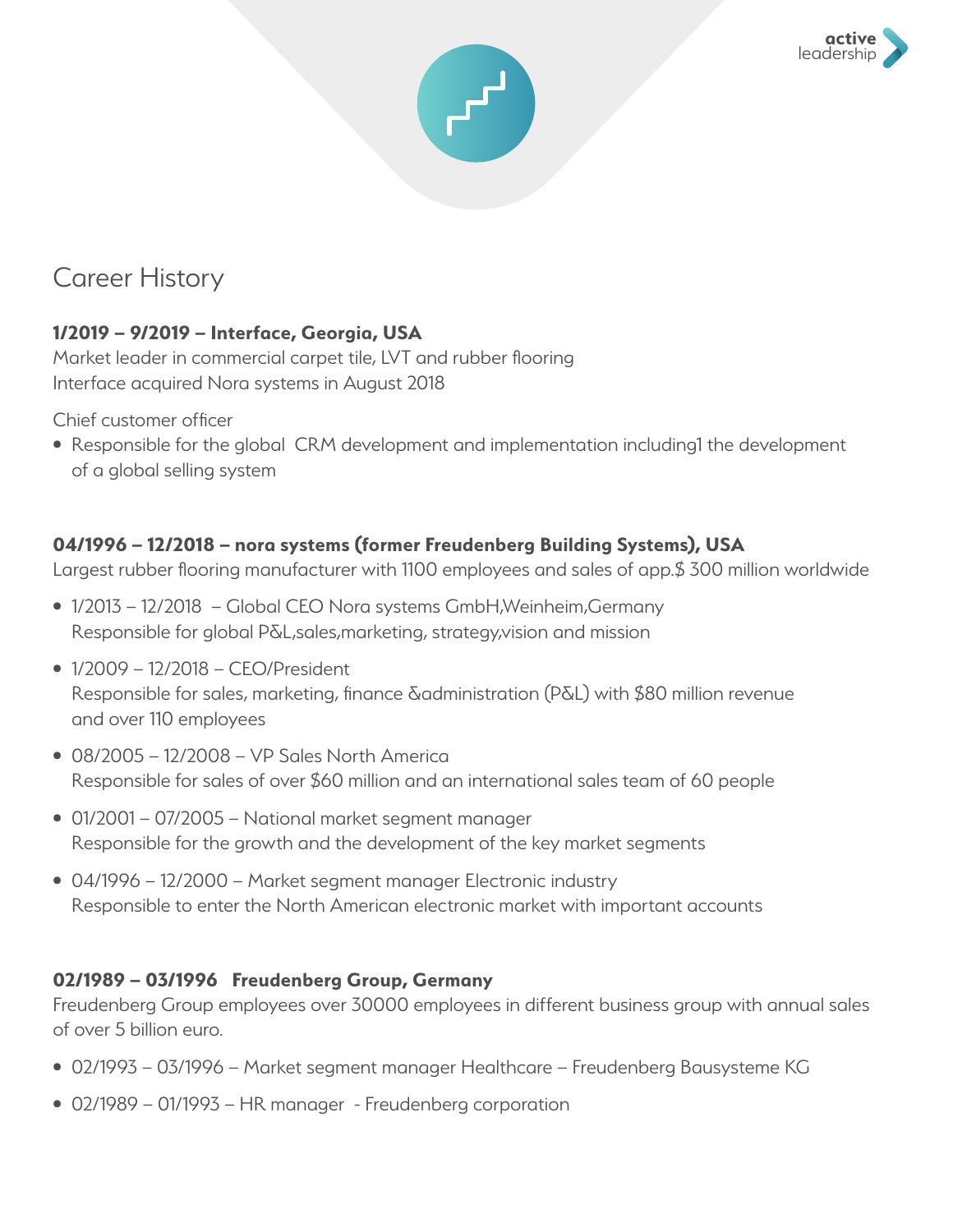# Career History

**1/2019 – 9/2019 – Interface, Georgia, USA**

Market leader in commercial carpet tile, LVT and rubber flooring
Interface acquired Nora systems in August 2018

Chief customer officer

- Responsible for the global CRM development and implementation including1 the development of a global selling system

**04/1996 – 12/2018 – nora systems (former Freudenberg Building Systems), USA**

Largest rubber flooring manufacturer with 1100 employees and sales of app.$ 300 million worldwide

- 1/2013 – 12/2018 – Global CEO Nora systems GmbH,Weinheim,Germany
  Responsible for global P&L,sales,marketing, strategy,vision and mission
- 1/2009 – 12/2018 – CEO/President
  Responsible for sales, marketing, finance &administration (P&L) with $80 million revenue and over 110 employees
- 08/2005 – 12/2008 – VP Sales North America
  Responsible for sales of over $60 million and an international sales team of 60 people
- 01/2001 – 07/2005 – National market segment manager
  Responsible for the growth and the development of the key market segments
- 04/1996 – 12/2000 – Market segment manager Electronic industry
  Responsible to enter the North American electronic market with important accounts

**02/1989 – 03/1996 Freudenberg Group, Germany**

Freudenberg Group employees over 30000 employees in different business group with annual sales of over 5 billion euro.

- 02/1993 – 03/1996 – Market segment manager Healthcare – Freudenberg Bausysteme KG
- 02/1989 – 01/1993 – HR manager - Freudenberg corporation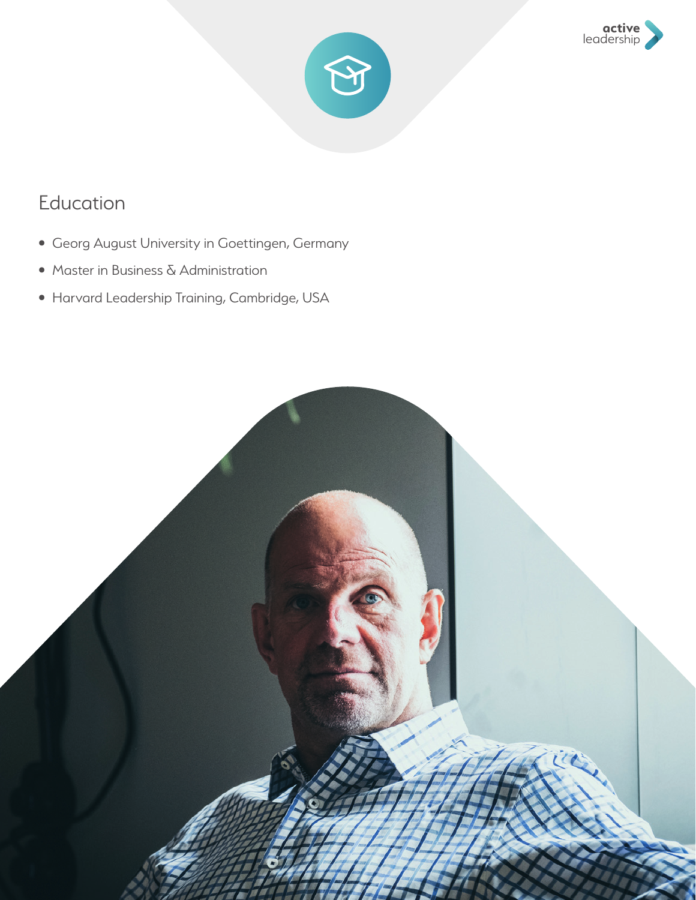## Education

- Georg August University in Goettingen, Germany
- Master in Business & Administration
- Harvard Leadership Training, Cambridge, USA